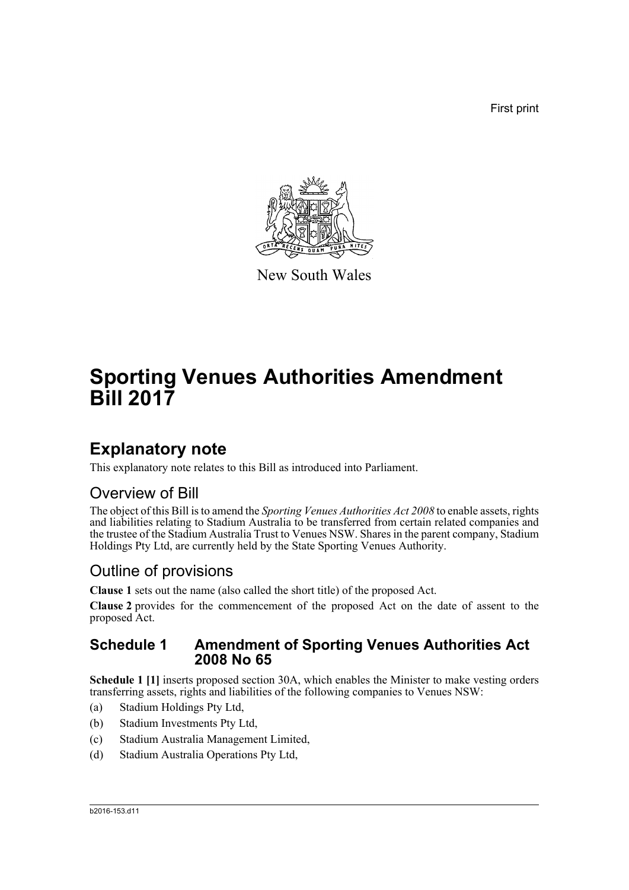First print

New South Wales

# Sporting Venues Authorities Amendment Bill 2017

## Explanatory note

This explanatory note relates to this Bill as introduced into Parliament.

### Overview of Bill

The object of this Bill is to amend the *Sporting Venues Authorities Act 2008* to enable assets, rights and liabilities relating to Stadium Australia to be transferred from certain related companies and the trustee of the Stadium Australia Trust to Venues NSW. Shares in the parent company, Stadium Holdings Pty Ltd, are currently held by the State Sporting Venues Authority.

### Outline of provisions

**Clause 1** sets out the name (also called the short title) of the proposed Act.

**Clause 2** provides for the commencement of the proposed Act on the date of assent to the proposed Act.

#### Schedule 1 Amendment of Sporting Venues Authorities Act 2008 No 65

**Schedule 1 [1]** inserts proposed section 30A, which enables the Minister to make vesting orders transferring assets, rights and liabilities of the following companies to Venues NSW:

(a) Stadium Holdings Pty Ltd,

(b) Stadium Investments Pty Ltd,

(c) Stadium Australia Management Limited,

(d) Stadium Australia Operations Pty Ltd,

b2016-153.d11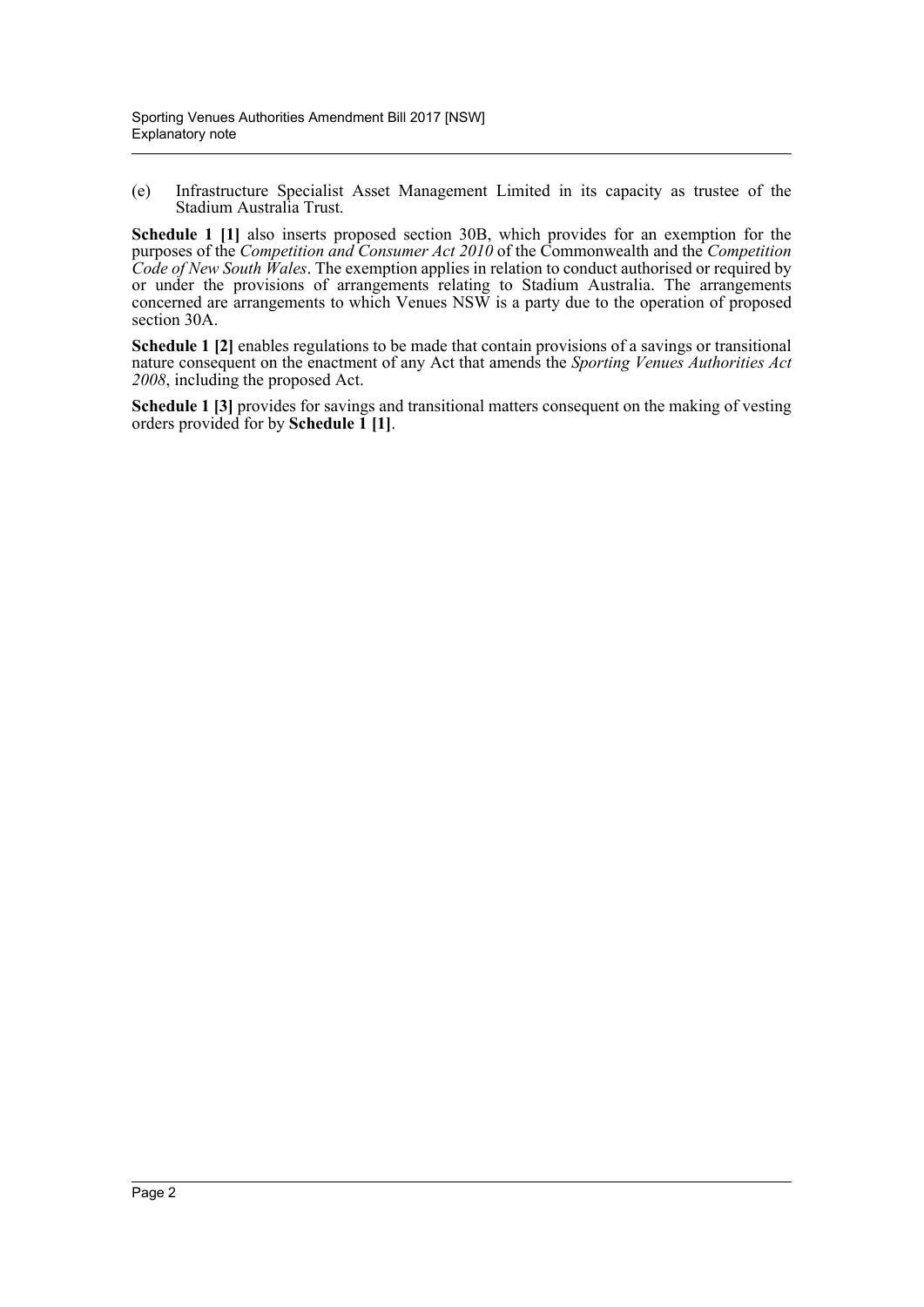(e) Infrastructure Specialist Asset Management Limited in its capacity as trustee of the Stadium Australia Trust.

**Schedule 1 [1]** also inserts proposed section 30B, which provides for an exemption for the purposes of the *Competition and Consumer Act 2010* of the Commonwealth and the *Competition Code of New South Wales*. The exemption applies in relation to conduct authorised or required by or under the provisions of arrangements relating to Stadium Australia. The arrangements concerned are arrangements to which Venues NSW is a party due to the operation of proposed section 30A.

**Schedule 1 [2]** enables regulations to be made that contain provisions of a savings or transitional nature consequent on the enactment of any Act that amends the *Sporting Venues Authorities Act 2008*, including the proposed Act.

**Schedule 1 [3]** provides for savings and transitional matters consequent on the making of vesting orders provided for by **Schedule 1 [1]**.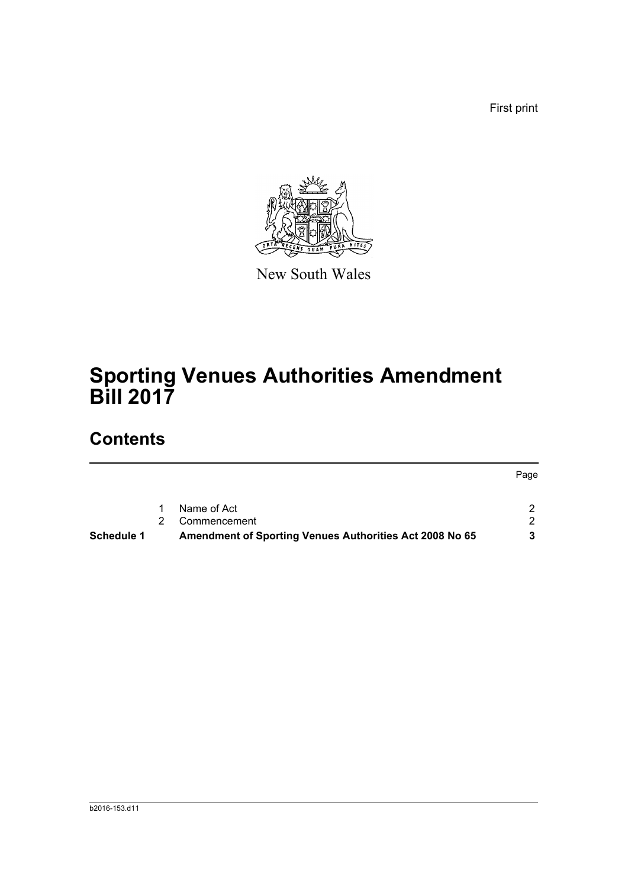First print

New South Wales

# Sporting Venues Authorities Amendment Bill 2017

## Contents

| | | | Page |
|---|---|---|---|
| | 1 | Name of Act | 2 |
| | 2 | Commencement | 2 |
| **Schedule 1** | | **Amendment of Sporting Venues Authorities Act 2008 No 65** | **3** |

b2016-153.d11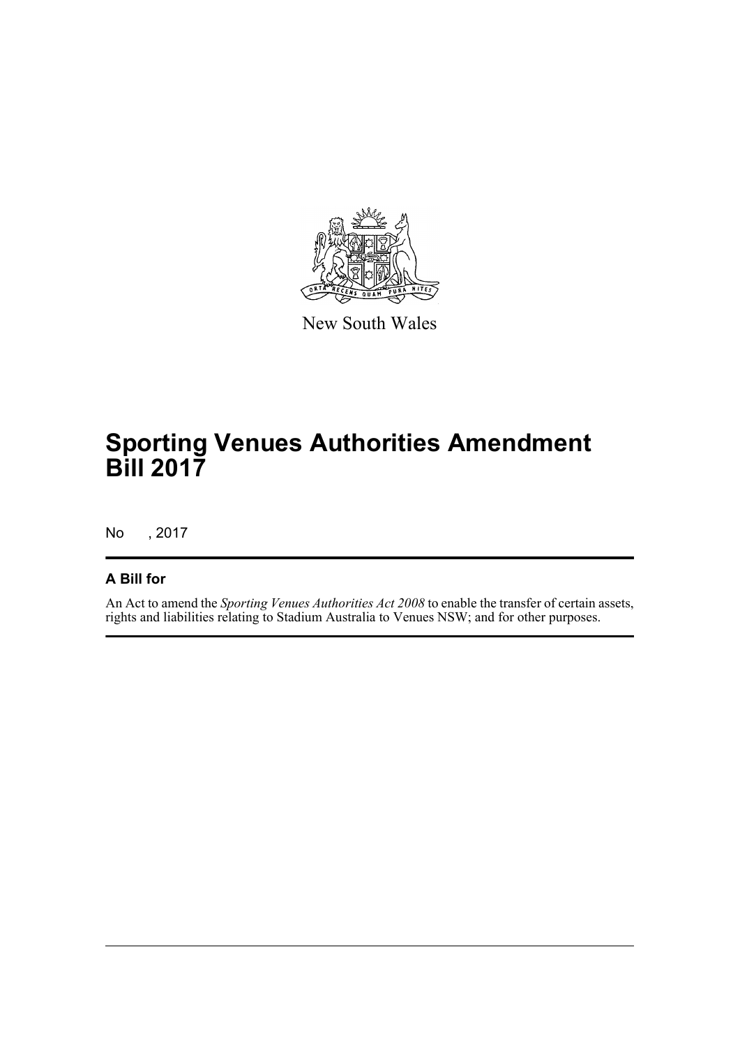New South Wales

# Sporting Venues Authorities Amendment Bill 2017

No , 2017

## A Bill for

An Act to amend the *Sporting Venues Authorities Act 2008* to enable the transfer of certain assets, rights and liabilities relating to Stadium Australia to Venues NSW; and for other purposes.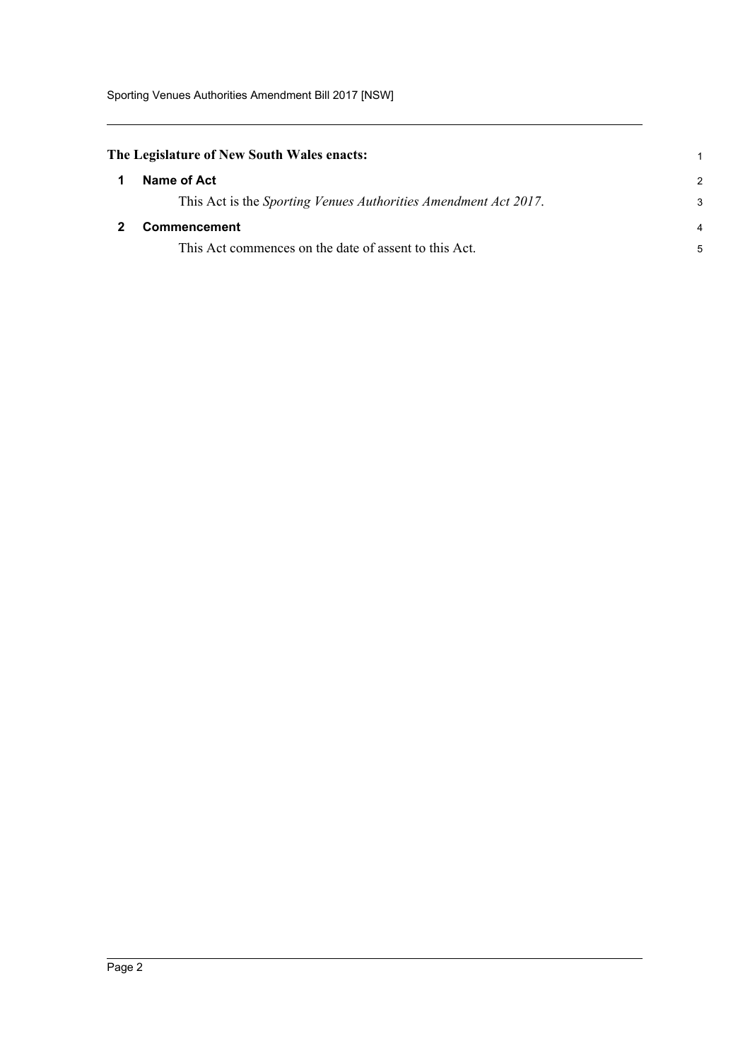**The Legislature of New South Wales enacts:**

## 1 Name of Act

This Act is the *Sporting Venues Authorities Amendment Act 2017*.

## 2 Commencement

This Act commences on the date of assent to this Act.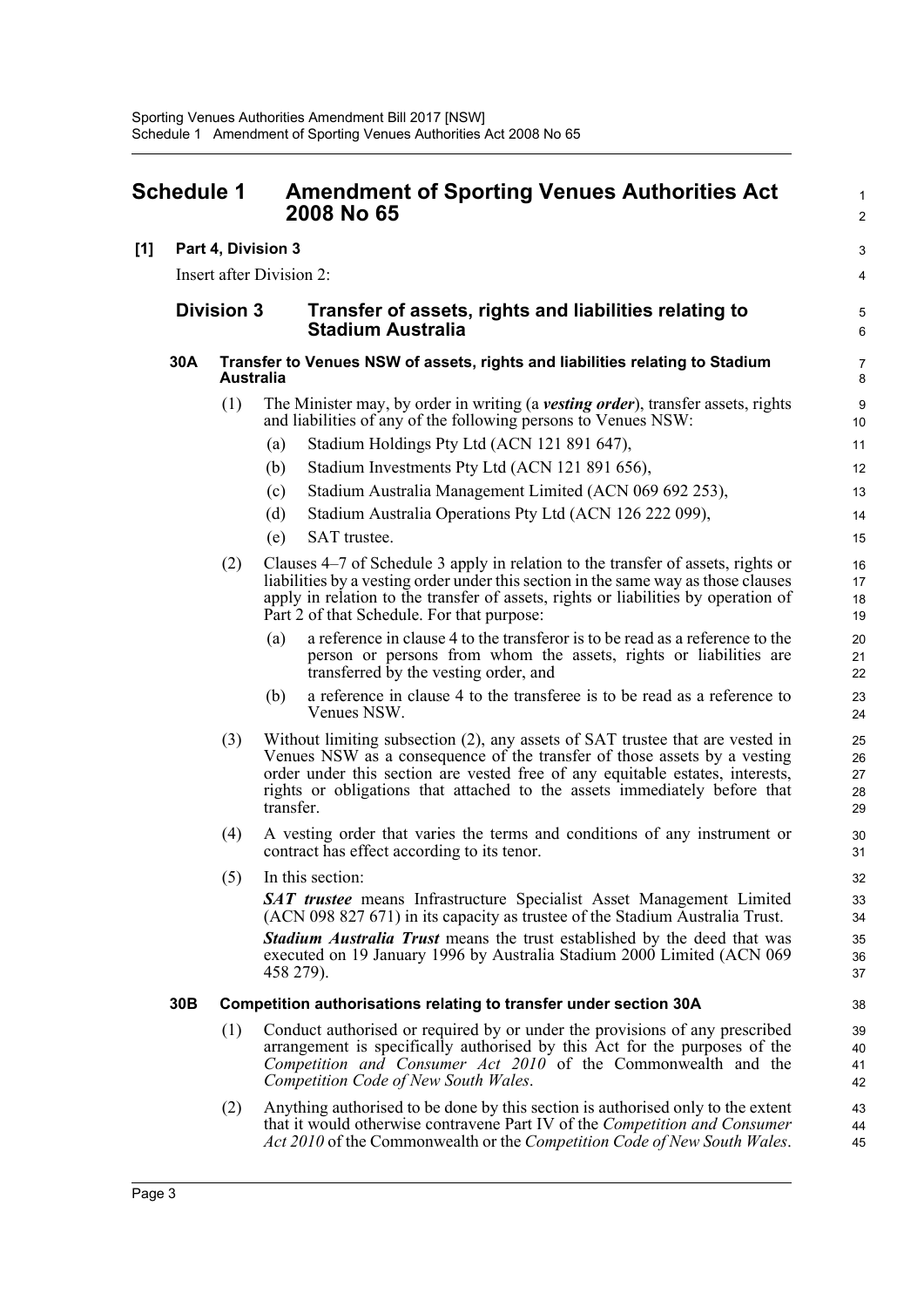# Schedule 1 Amendment of Sporting Venues Authorities Act 2008 No 65

**[1] Part 4, Division 3**

Insert after Division 2:

## Division 3 Transfer of assets, rights and liabilities relating to Stadium Australia

### 30A Transfer to Venues NSW of assets, rights and liabilities relating to Stadium Australia

(1) The Minister may, by order in writing (a ***vesting order***), transfer assets, rights and liabilities of any of the following persons to Venues NSW:

(a) Stadium Holdings Pty Ltd (ACN 121 891 647),

(b) Stadium Investments Pty Ltd (ACN 121 891 656),

(c) Stadium Australia Management Limited (ACN 069 692 253),

(d) Stadium Australia Operations Pty Ltd (ACN 126 222 099),

(e) SAT trustee.

(2) Clauses 4–7 of Schedule 3 apply in relation to the transfer of assets, rights or liabilities by a vesting order under this section in the same way as those clauses apply in relation to the transfer of assets, rights or liabilities by operation of Part 2 of that Schedule. For that purpose:

(a) a reference in clause 4 to the transferor is to be read as a reference to the person or persons from whom the assets, rights or liabilities are transferred by the vesting order, and

(b) a reference in clause 4 to the transferee is to be read as a reference to Venues NSW.

(3) Without limiting subsection (2), any assets of SAT trustee that are vested in Venues NSW as a consequence of the transfer of those assets by a vesting order under this section are vested free of any equitable estates, interests, rights or obligations that attached to the assets immediately before that transfer.

(4) A vesting order that varies the terms and conditions of any instrument or contract has effect according to its tenor.

(5) In this section:

***SAT trustee*** means Infrastructure Specialist Asset Management Limited (ACN 098 827 671) in its capacity as trustee of the Stadium Australia Trust.

***Stadium Australia Trust*** means the trust established by the deed that was executed on 19 January 1996 by Australia Stadium 2000 Limited (ACN 069 458 279).

### 30B Competition authorisations relating to transfer under section 30A

(1) Conduct authorised or required by or under the provisions of any prescribed arrangement is specifically authorised by this Act for the purposes of the *Competition and Consumer Act 2010* of the Commonwealth and the *Competition Code of New South Wales*.

(2) Anything authorised to be done by this section is authorised only to the extent that it would otherwise contravene Part IV of the *Competition and Consumer Act 2010* of the Commonwealth or the *Competition Code of New South Wales*.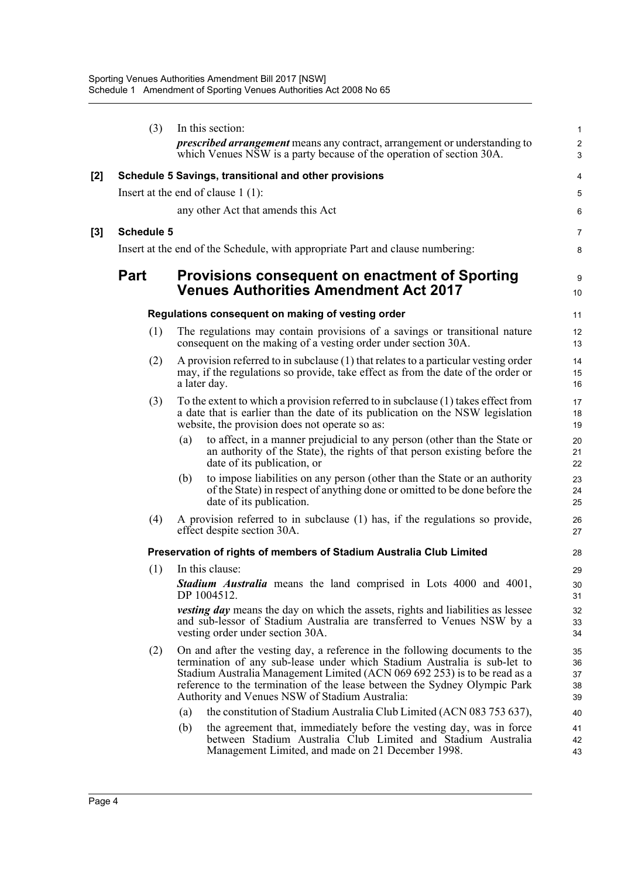(3) In this section:

***prescribed arrangement*** means any contract, arrangement or understanding to which Venues NSW is a party because of the operation of section 30A.

**[2] Schedule 5 Savings, transitional and other provisions**

Insert at the end of clause 1 (1):

any other Act that amends this Act

**[3] Schedule 5**

Insert at the end of the Schedule, with appropriate Part and clause numbering:

## Part Provisions consequent on enactment of Sporting Venues Authorities Amendment Act 2017

### Regulations consequent on making of vesting order

(1) The regulations may contain provisions of a savings or transitional nature consequent on the making of a vesting order under section 30A.

(2) A provision referred to in subclause (1) that relates to a particular vesting order may, if the regulations so provide, take effect as from the date of the order or a later day.

(3) To the extent to which a provision referred to in subclause (1) takes effect from a date that is earlier than the date of its publication on the NSW legislation website, the provision does not operate so as:

- (a) to affect, in a manner prejudicial to any person (other than the State or an authority of the State), the rights of that person existing before the date of its publication, or
- (b) to impose liabilities on any person (other than the State or an authority of the State) in respect of anything done or omitted to be done before the date of its publication.

(4) A provision referred to in subclause (1) has, if the regulations so provide, effect despite section 30A.

### Preservation of rights of members of Stadium Australia Club Limited

(1) In this clause:

***Stadium Australia*** means the land comprised in Lots 4000 and 4001, DP 1004512.

***vesting day*** means the day on which the assets, rights and liabilities as lessee and sub-lessor of Stadium Australia are transferred to Venues NSW by a vesting order under section 30A.

(2) On and after the vesting day, a reference in the following documents to the termination of any sub-lease under which Stadium Australia is sub-let to Stadium Australia Management Limited (ACN 069 692 253) is to be read as a reference to the termination of the lease between the Sydney Olympic Park Authority and Venues NSW of Stadium Australia:

- (a) the constitution of Stadium Australia Club Limited (ACN 083 753 637),
- (b) the agreement that, immediately before the vesting day, was in force between Stadium Australia Club Limited and Stadium Australia Management Limited, and made on 21 December 1998.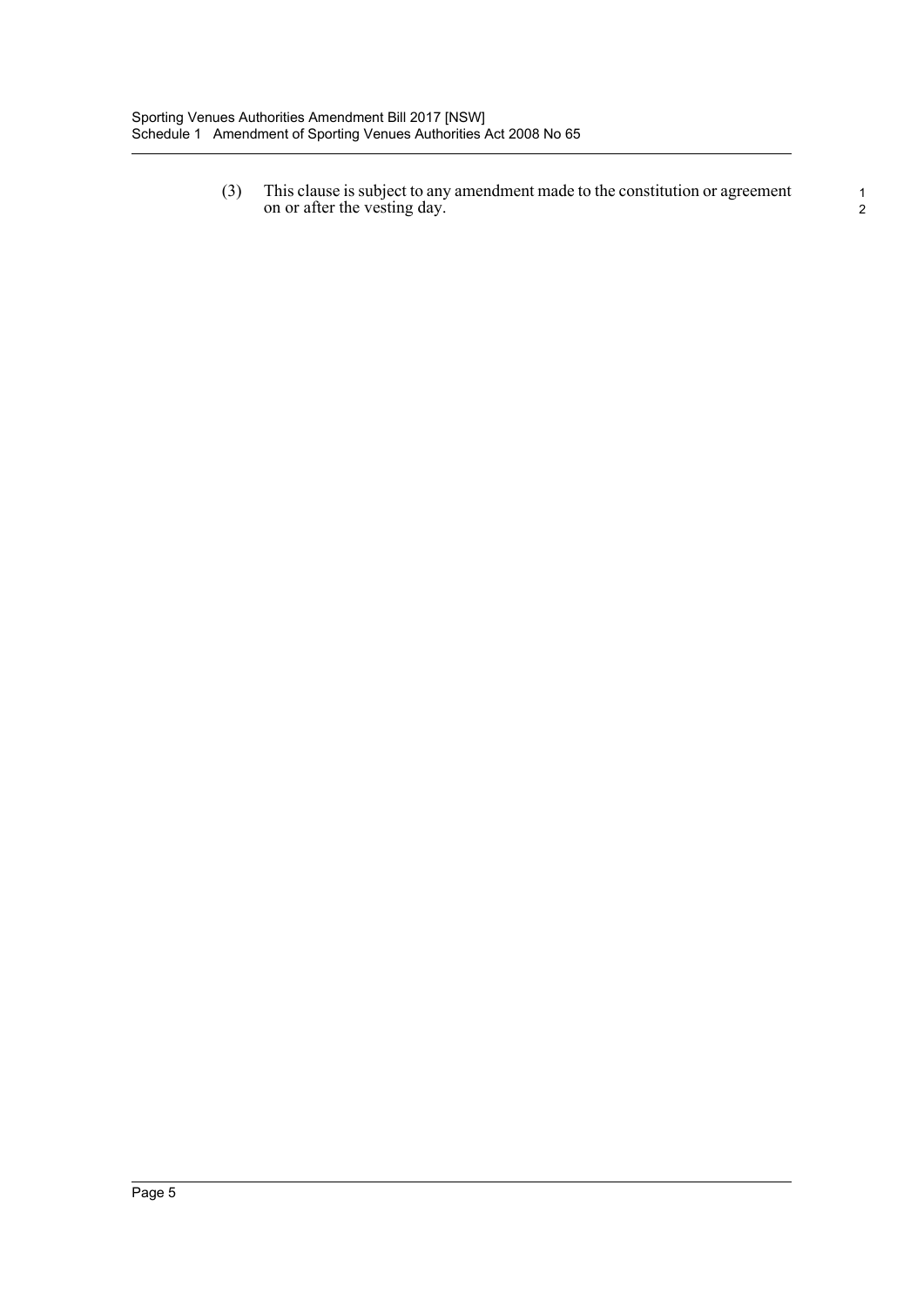(3) This clause is subject to any amendment made to the constitution or agreement on or after the vesting day.